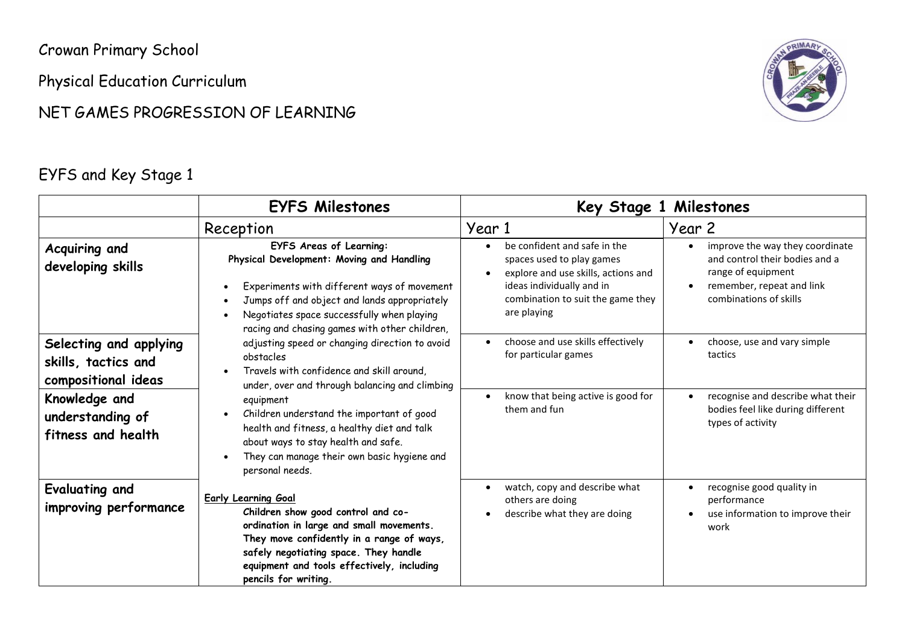Crowan Primary School

Physical Education Curriculum

NET GAMES PROGRESSION OF LEARNING

## EYFS and Key Stage 1

| | EYFS Milestones | Key Stage 1 Milestones | |
|---|---|---|---|
| | Reception | Year 1 | Year 2 |
| **Acquiring and developing skills** | **EYFS Areas of Learning: Physical Development: Moving and Handling**<br><br>• Experiments with different ways of movement<br>• Jumps off and object and lands appropriately<br>• Negotiates space successfully when playing racing and chasing games with other children, adjusting speed or changing direction to avoid obstacles<br>• Travels with confidence and skill around, under, over and through balancing and climbing equipment<br>• Children understand the important of good health and fitness, a healthy diet and talk about ways to stay health and safe.<br>• They can manage their own basic hygiene and personal needs.<br><br>Early Learning Goal<br>**Children show good control and co-ordination in large and small movements. They move confidently in a range of ways, safely negotiating space. They handle equipment and tools effectively, including pencils for writing.** | • be confident and safe in the spaces used to play games<br>• explore and use skills, actions and ideas individually and in combination to suit the game they are playing | • improve the way they coordinate and control their bodies and a range of equipment<br>• remember, repeat and link combinations of skills |
| **Selecting and applying skills, tactics and compositional ideas** | | • choose and use skills effectively for particular games | • choose, use and vary simple tactics |
| **Knowledge and understanding of fitness and health** | | • know that being active is good for them and fun | • recognise and describe what their bodies feel like during different types of activity |
| **Evaluating and improving performance** | | • watch, copy and describe what others are doing<br>• describe what they are doing | • recognise good quality in performance<br>• use information to improve their work |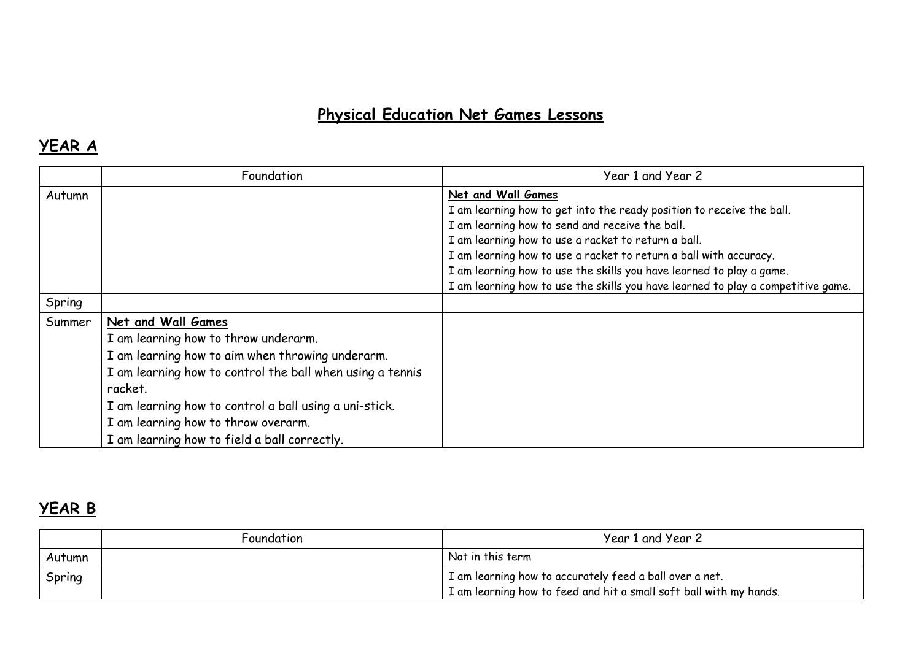# Physical Education Net Games Lessons

## YEAR A

| | Foundation | Year 1 and Year 2 |
|---|---|---|
| Autumn | | **Net and Wall Games**<br>I am learning how to get into the ready position to receive the ball.<br>I am learning how to send and receive the ball.<br>I am learning how to use a racket to return a ball.<br>I am learning how to use a racket to return a ball with accuracy.<br>I am learning how to use the skills you have learned to play a game.<br>I am learning how to use the skills you have learned to play a competitive game. |
| Spring | | |
| Summer | **Net and Wall Games**<br>I am learning how to throw underarm.<br>I am learning how to aim when throwing underarm.<br>I am learning how to control the ball when using a tennis racket.<br>I am learning how to control a ball using a uni-stick.<br>I am learning how to throw overarm.<br>I am learning how to field a ball correctly. | |

## YEAR B

| | Foundation | Year 1 and Year 2 |
|---|---|---|
| Autumn | | Not in this term |
| Spring | | I am learning how to accurately feed a ball over a net.<br>I am learning how to feed and hit a small soft ball with my hands. |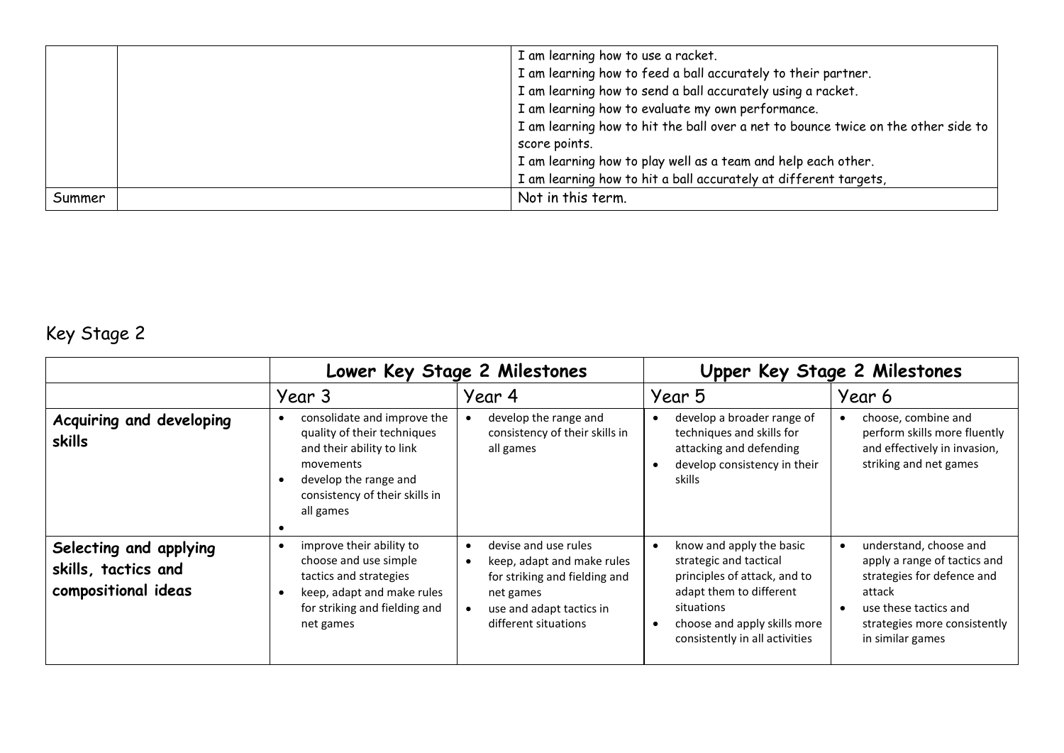|  |  | I am learning how to use a racket.<br>I am learning how to feed a ball accurately to their partner.<br>I am learning how to send a ball accurately using a racket.<br>I am learning how to evaluate my own performance.<br>I am learning how to hit the ball over a net to bounce twice on the other side to score points.<br>I am learning how to play well as a team and help each other.<br>I am learning how to hit a ball accurately at different targets, |
|---|---|---|
| Summer |  | Not in this term. |

## Key Stage 2

|  | **Lower Key Stage 2 Milestones** |  | **Upper Key Stage 2 Milestones** |  |
|---|---|---|---|---|
|  | Year 3 | Year 4 | Year 5 | Year 6 |
| **Acquiring and developing skills** | • consolidate and improve the quality of their techniques and their ability to link movements<br>• develop the range and consistency of their skills in all games<br>• | • develop the range and consistency of their skills in all games | • develop a broader range of techniques and skills for attacking and defending<br>• develop consistency in their skills | • choose, combine and perform skills more fluently and effectively in invasion, striking and net games |
| **Selecting and applying skills, tactics and compositional ideas** | • improve their ability to choose and use simple tactics and strategies<br>• keep, adapt and make rules for striking and fielding and net games | • devise and use rules<br>• keep, adapt and make rules for striking and fielding and net games<br>• use and adapt tactics in different situations | • know and apply the basic strategic and tactical principles of attack, and to adapt them to different situations<br>• choose and apply skills more consistently in all activities | • understand, choose and apply a range of tactics and strategies for defence and attack<br>• use these tactics and strategies more consistently in similar games |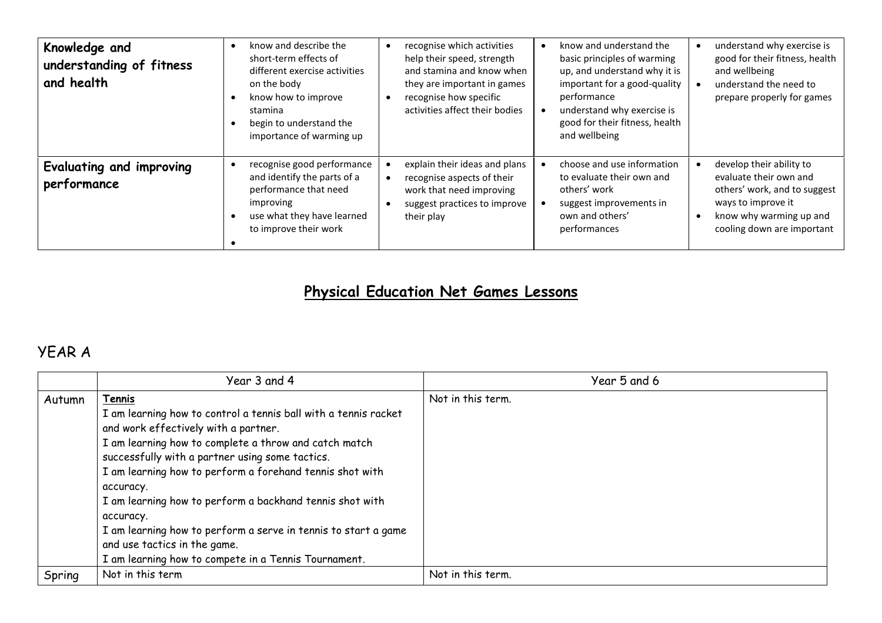| Knowledge and understanding of fitness and health | • know and describe the short-term effects of different exercise activities on the body<br>• know how to improve stamina<br>• begin to understand the importance of warming up | • recognise which activities help their speed, strength and stamina and know when they are important in games<br>• recognise how specific activities affect their bodies | • know and understand the basic principles of warming up, and understand why it is important for a good-quality performance<br>• understand why exercise is good for their fitness, health and wellbeing | • understand why exercise is good for their fitness, health and wellbeing<br>• understand the need to prepare properly for games |
|---|---|---|---|---|
| Evaluating and improving performance | • recognise good performance and identify the parts of a performance that need improving<br>• use what they have learned to improve their work<br>• | • explain their ideas and plans<br>• recognise aspects of their work that need improving<br>• suggest practices to improve their play | • choose and use information to evaluate their own and others' work<br>• suggest improvements in own and others' performances | • develop their ability to evaluate their own and others' work, and to suggest ways to improve it<br>• know why warming up and cooling down are important |

# Physical Education Net Games Lessons

## YEAR A

| | Year 3 and 4 | Year 5 and 6 |
|---|---|---|
| Autumn | **Tennis**<br>I am learning how to control a tennis ball with a tennis racket and work effectively with a partner.<br>I am learning how to complete a throw and catch match successfully with a partner using some tactics.<br>I am learning how to perform a forehand tennis shot with accuracy.<br>I am learning how to perform a backhand tennis shot with accuracy.<br>I am learning how to perform a serve in tennis to start a game and use tactics in the game.<br>I am learning how to compete in a Tennis Tournament. | Not in this term. |
| Spring | Not in this term | Not in this term. |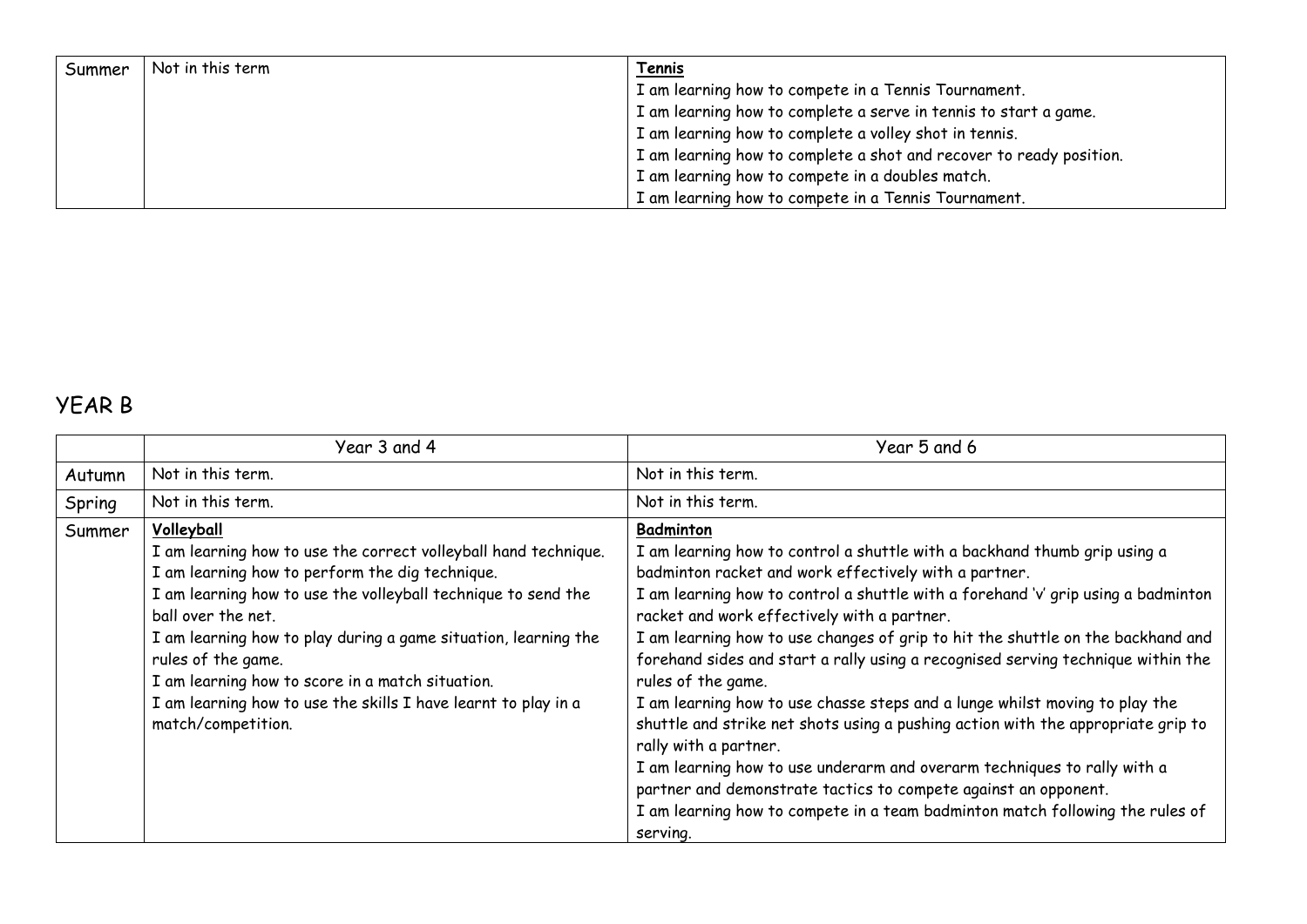| | | |
|---|---|---|
| Summer | Not in this term | **Tennis**<br>I am learning how to compete in a Tennis Tournament.<br>I am learning how to complete a serve in tennis to start a game.<br>I am learning how to complete a volley shot in tennis.<br>I am learning how to complete a shot and recover to ready position.<br>I am learning how to compete in a doubles match.<br>I am learning how to compete in a Tennis Tournament. |

## YEAR B

| | Year 3 and 4 | Year 5 and 6 |
|---|---|---|
| Autumn | Not in this term. | Not in this term. |
| Spring | Not in this term. | Not in this term. |
| Summer | **Volleyball**<br>I am learning how to use the correct volleyball hand technique.<br>I am learning how to perform the dig technique.<br>I am learning how to use the volleyball technique to send the ball over the net.<br>I am learning how to play during a game situation, learning the rules of the game.<br>I am learning how to score in a match situation.<br>I am learning how to use the skills I have learnt to play in a match/competition. | **Badminton**<br>I am learning how to control a shuttle with a backhand thumb grip using a badminton racket and work effectively with a partner.<br>I am learning how to control a shuttle with a forehand 'v' grip using a badminton racket and work effectively with a partner.<br>I am learning how to use changes of grip to hit the shuttle on the backhand and forehand sides and start a rally using a recognised serving technique within the rules of the game.<br>I am learning how to use chasse steps and a lunge whilst moving to play the shuttle and strike net shots using a pushing action with the appropriate grip to rally with a partner.<br>I am learning how to use underarm and overarm techniques to rally with a partner and demonstrate tactics to compete against an opponent.<br>I am learning how to compete in a team badminton match following the rules of serving. |